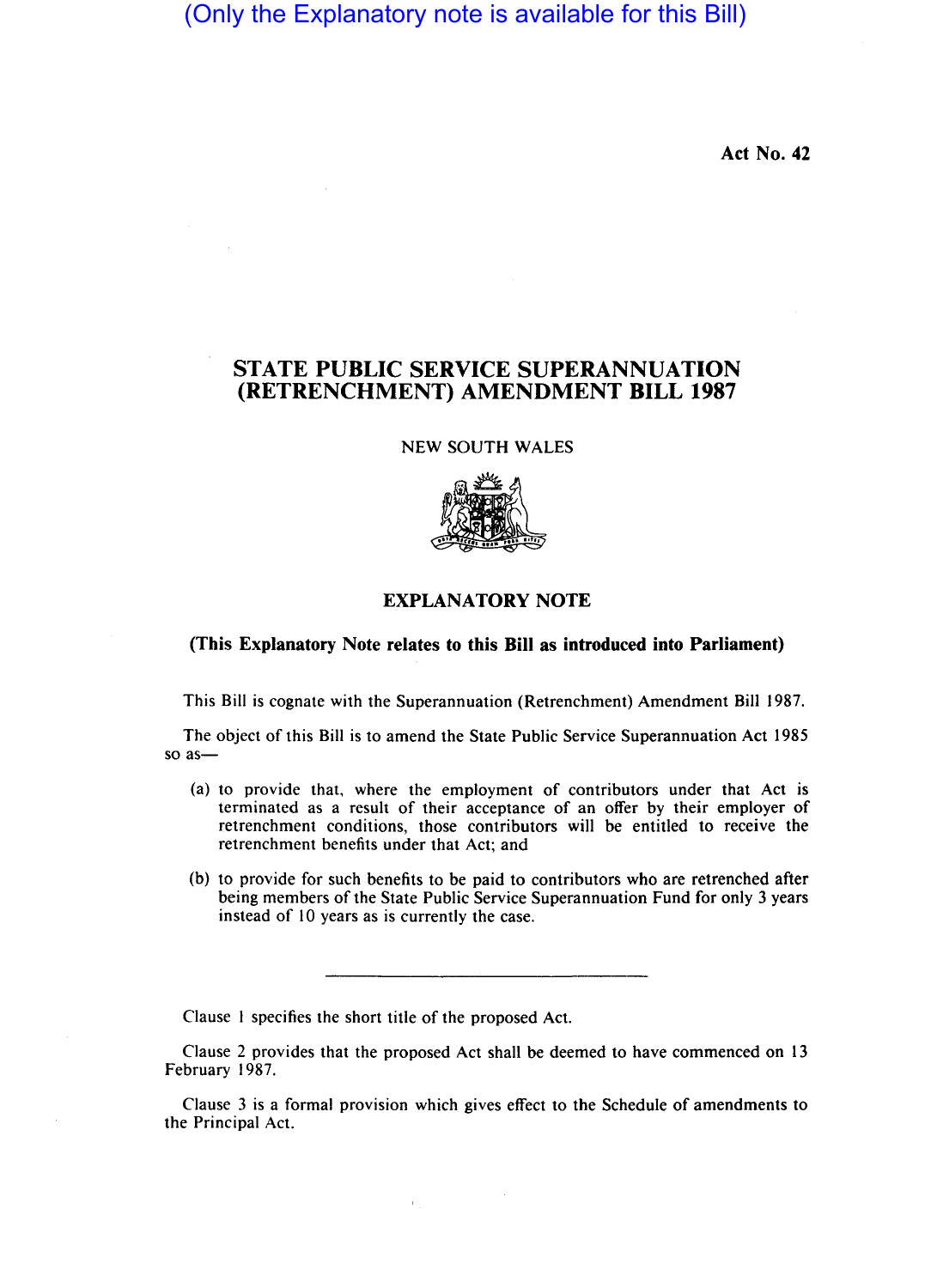(Only the Explanatory note is available for this Bill)

Act No. 42

# STATE PUBLIC SERVICE SUPERANNUATION (RETRENCHMENT) AMENDMENT BILL 1987

NEW SOUTH WALES

## EXPLANATORY NOTE

**(This Explanatory Note relates to this Bill as introduced into Parliament)**

This Bill is cognate with the Superannuation (Retrenchment) Amendment Bill 1987.

The object of this Bill is to amend the State Public Service Superannuation Act 1985 so as—

(a) to provide that, where the employment of contributors under that Act is terminated as a result of their acceptance of an offer by their employer of retrenchment conditions, those contributors will be entitled to receive the retrenchment benefits under that Act; and

(b) to provide for such benefits to be paid to contributors who are retrenched after being members of the State Public Service Superannuation Fund for only 3 years instead of 10 years as is currently the case.

---

Clause 1 specifies the short title of the proposed Act.

Clause 2 provides that the proposed Act shall be deemed to have commenced on 13 February 1987.

Clause 3 is a formal provision which gives effect to the Schedule of amendments to the Principal Act.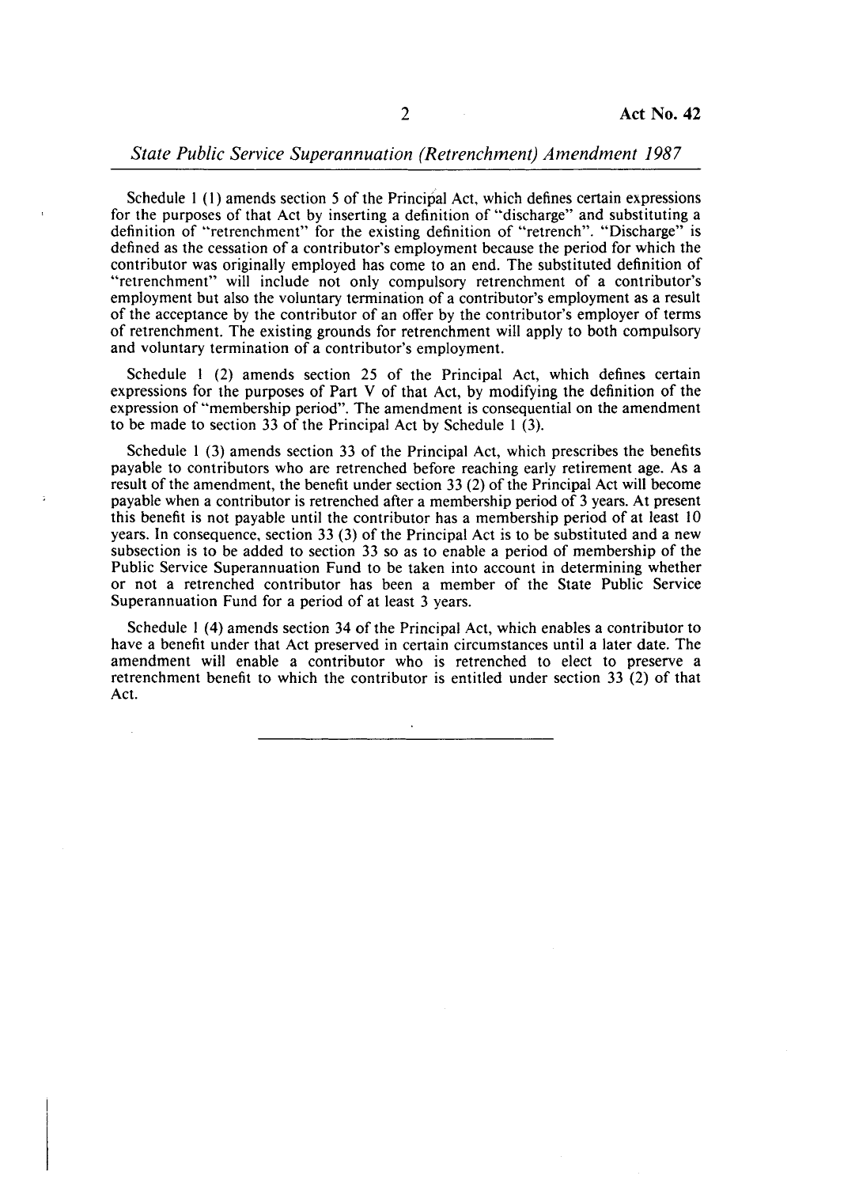Schedule 1 (1) amends section 5 of the Principal Act, which defines certain expressions for the purposes of that Act by inserting a definition of "discharge" and substituting a definition of "retrenchment" for the existing definition of "retrench". "Discharge" is defined as the cessation of a contributor's employment because the period for which the contributor was originally employed has come to an end. The substituted definition of "retrenchment" will include not only compulsory retrenchment of a contributor's employment but also the voluntary termination of a contributor's employment as a result of the acceptance by the contributor of an offer by the contributor's employer of terms of retrenchment. The existing grounds for retrenchment will apply to both compulsory and voluntary termination of a contributor's employment.

Schedule 1 (2) amends section 25 of the Principal Act, which defines certain expressions for the purposes of Part V of that Act, by modifying the definition of the expression of "membership period". The amendment is consequential on the amendment to be made to section 33 of the Principal Act by Schedule 1 (3).

Schedule 1 (3) amends section 33 of the Principal Act, which prescribes the benefits payable to contributors who are retrenched before reaching early retirement age. As a result of the amendment, the benefit under section 33 (2) of the Principal Act will become payable when a contributor is retrenched after a membership period of 3 years. At present this benefit is not payable until the contributor has a membership period of at least 10 years. In consequence, section 33 (3) of the Principal Act is to be substituted and a new subsection is to be added to section 33 so as to enable a period of membership of the Public Service Superannuation Fund to be taken into account in determining whether or not a retrenched contributor has been a member of the State Public Service Superannuation Fund for a period of at least 3 years.

Schedule 1 (4) amends section 34 of the Principal Act, which enables a contributor to have a benefit under that Act preserved in certain circumstances until a later date. The amendment will enable a contributor who is retrenched to elect to preserve a retrenchment benefit to which the contributor is entitled under section 33 (2) of that Act.